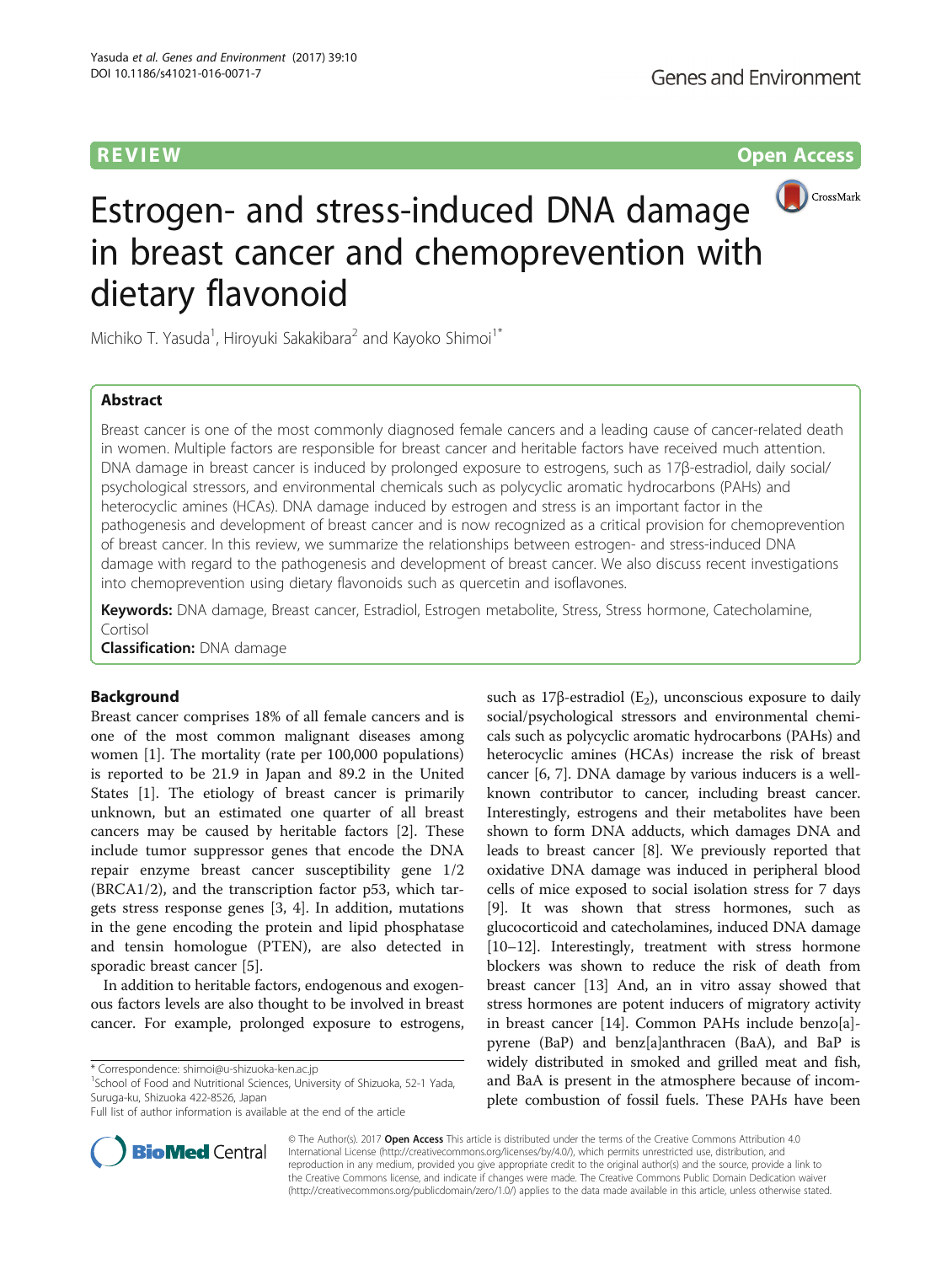REVIEW Open Access

# Estrogen- and stress-induced DNA damage in breast cancer and chemoprevention with dietary flavonoid

Michiko T. Yasuda[1], Hiroyuki Sakakibara[2] and Kayoko Shimoi[1*]

## Abstract

Breast cancer is one of the most commonly diagnosed female cancers and a leading cause of cancer-related death in women. Multiple factors are responsible for breast cancer and heritable factors have received much attention. DNA damage in breast cancer is induced by prolonged exposure to estrogens, such as 17β-estradiol, daily social/psychological stressors, and environmental chemicals such as polycyclic aromatic hydrocarbons (PAHs) and heterocyclic amines (HCAs). DNA damage induced by estrogen and stress is an important factor in the pathogenesis and development of breast cancer and is now recognized as a critical provision for chemoprevention of breast cancer. In this review, we summarize the relationships between estrogen- and stress-induced DNA damage with regard to the pathogenesis and development of breast cancer. We also discuss recent investigations into chemoprevention using dietary flavonoids such as quercetin and isoflavones.

**Keywords:** DNA damage, Breast cancer, Estradiol, Estrogen metabolite, Stress, Stress hormone, Catecholamine, Cortisol

**Classification:** DNA damage

## Background

Breast cancer comprises 18% of all female cancers and is one of the most common malignant diseases among women [1]. The mortality (rate per 100,000 populations) is reported to be 21.9 in Japan and 89.2 in the United States [1]. The etiology of breast cancer is primarily unknown, but an estimated one quarter of all breast cancers may be caused by heritable factors [2]. These include tumor suppressor genes that encode the DNA repair enzyme breast cancer susceptibility gene 1/2 (BRCA1/2), and the transcription factor p53, which targets stress response genes [3, 4]. In addition, mutations in the gene encoding the protein and lipid phosphatase and tensin homologue (PTEN), are also detected in sporadic breast cancer [5].

In addition to heritable factors, endogenous and exogenous factors levels are also thought to be involved in breast cancer. For example, prolonged exposure to estrogens, such as 17β-estradiol ($E_2$), unconscious exposure to daily social/psychological stressors and environmental chemicals such as polycyclic aromatic hydrocarbons (PAHs) and heterocyclic amines (HCAs) increase the risk of breast cancer [6, 7]. DNA damage by various inducers is a well-known contributor to cancer, including breast cancer. Interestingly, estrogens and their metabolites have been shown to form DNA adducts, which damages DNA and leads to breast cancer [8]. We previously reported that oxidative DNA damage was induced in peripheral blood cells of mice exposed to social isolation stress for 7 days [9]. It was shown that stress hormones, such as glucocorticoid and catecholamines, induced DNA damage [10–12]. Interestingly, treatment with stress hormone blockers was shown to reduce the risk of death from breast cancer [13] And, an in vitro assay showed that stress hormones are potent inducers of migratory activity in breast cancer [14]. Common PAHs include benzo[a]-pyrene (BaP) and benz[a]anthracen (BaA), and BaP is widely distributed in smoked and grilled meat and fish, and BaA is present in the atmosphere because of incomplete combustion of fossil fuels. These PAHs have been

\* Correspondence: shimoi@u-shizuoka-ken.ac.jp

[1]School of Food and Nutritional Sciences, University of Shizuoka, 52-1 Yada, Suruga-ku, Shizuoka 422-8526, Japan

Full list of author information is available at the end of the article

© The Author(s). 2017 **Open Access** This article is distributed under the terms of the Creative Commons Attribution 4.0 International License (http://creativecommons.org/licenses/by/4.0/), which permits unrestricted use, distribution, and reproduction in any medium, provided you give appropriate credit to the original author(s) and the source, provide a link to the Creative Commons license, and indicate if changes were made. The Creative Commons Public Domain Dedication waiver (http://creativecommons.org/publicdomain/zero/1.0/) applies to the data made available in this article, unless otherwise stated.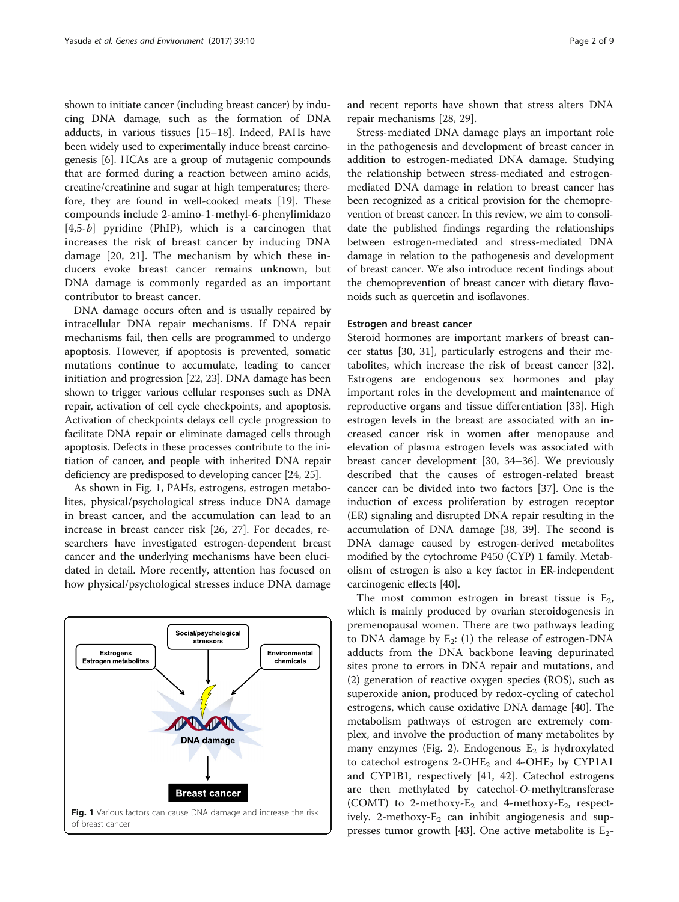shown to initiate cancer (including breast cancer) by inducing DNA damage, such as the formation of DNA adducts, in various tissues [15–18]. Indeed, PAHs have been widely used to experimentally induce breast carcinogenesis [6]. HCAs are a group of mutagenic compounds that are formed during a reaction between amino acids, creatine/creatinine and sugar at high temperatures; therefore, they are found in well-cooked meats [19]. These compounds include 2-amino-1-methyl-6-phenylimidazo [4,5-*b*] pyridine (PhIP), which is a carcinogen that increases the risk of breast cancer by inducing DNA damage [20, 21]. The mechanism by which these inducers evoke breast cancer remains unknown, but DNA damage is commonly regarded as an important contributor to breast cancer.

DNA damage occurs often and is usually repaired by intracellular DNA repair mechanisms. If DNA repair mechanisms fail, then cells are programmed to undergo apoptosis. However, if apoptosis is prevented, somatic mutations continue to accumulate, leading to cancer initiation and progression [22, 23]. DNA damage has been shown to trigger various cellular responses such as DNA repair, activation of cell cycle checkpoints, and apoptosis. Activation of checkpoints delays cell cycle progression to facilitate DNA repair or eliminate damaged cells through apoptosis. Defects in these processes contribute to the initiation of cancer, and people with inherited DNA repair deficiency are predisposed to developing cancer [24, 25].

As shown in Fig. 1, PAHs, estrogens, estrogen metabolites, physical/psychological stress induce DNA damage in breast cancer, and the accumulation can lead to an increase in breast cancer risk [26, 27]. For decades, researchers have investigated estrogen-dependent breast cancer and the underlying mechanisms have been elucidated in detail. More recently, attention has focused on how physical/psychological stresses induce DNA damage and recent reports have shown that stress alters DNA repair mechanisms [28, 29].

Fig. 1 Various factors can cause DNA damage and increase the risk of breast cancer

Stress-mediated DNA damage plays an important role in the pathogenesis and development of breast cancer in addition to estrogen-mediated DNA damage. Studying the relationship between stress-mediated and estrogen-mediated DNA damage in relation to breast cancer has been recognized as a critical provision for the chemoprevention of breast cancer. In this review, we aim to consolidate the published findings regarding the relationships between estrogen-mediated and stress-mediated DNA damage in relation to the pathogenesis and development of breast cancer. We also introduce recent findings about the chemoprevention of breast cancer with dietary flavonoids such as quercetin and isoflavones.

## Estrogen and breast cancer

Steroid hormones are important markers of breast cancer status [30, 31], particularly estrogens and their metabolites, which increase the risk of breast cancer [32]. Estrogens are endogenous sex hormones and play important roles in the development and maintenance of reproductive organs and tissue differentiation [33]. High estrogen levels in the breast are associated with an increased cancer risk in women after menopause and elevation of plasma estrogen levels was associated with breast cancer development [30, 34–36]. We previously described that the causes of estrogen-related breast cancer can be divided into two factors [37]. One is the induction of excess proliferation by estrogen receptor (ER) signaling and disrupted DNA repair resulting in the accumulation of DNA damage [38, 39]. The second is DNA damage caused by estrogen-derived metabolites modified by the cytochrome P450 (CYP) 1 family. Metabolism of estrogen is also a key factor in ER-independent carcinogenic effects [40].

The most common estrogen in breast tissue is $E_2$, which is mainly produced by ovarian steroidogenesis in premenopausal women. There are two pathways leading to DNA damage by $E_2$: (1) the release of estrogen-DNA adducts from the DNA backbone leaving depurinated sites prone to errors in DNA repair and mutations, and (2) generation of reactive oxygen species (ROS), such as superoxide anion, produced by redox-cycling of catechol estrogens, which cause oxidative DNA damage [40]. The metabolism pathways of estrogen are extremely complex, and involve the production of many metabolites by many enzymes (Fig. 2). Endogenous $E_2$ is hydroxylated to catechol estrogens 2-$OHE_2$ and 4-$OHE_2$ by CYP1A1 and CYP1B1, respectively [41, 42]. Catechol estrogens are then methylated by catechol-*O*-methyltransferase (COMT) to 2-methoxy-$E_2$ and 4-methoxy-$E_2$, respectively. 2-methoxy-$E_2$ can inhibit angiogenesis and suppresses tumor growth [43]. One active metabolite is $E_2$-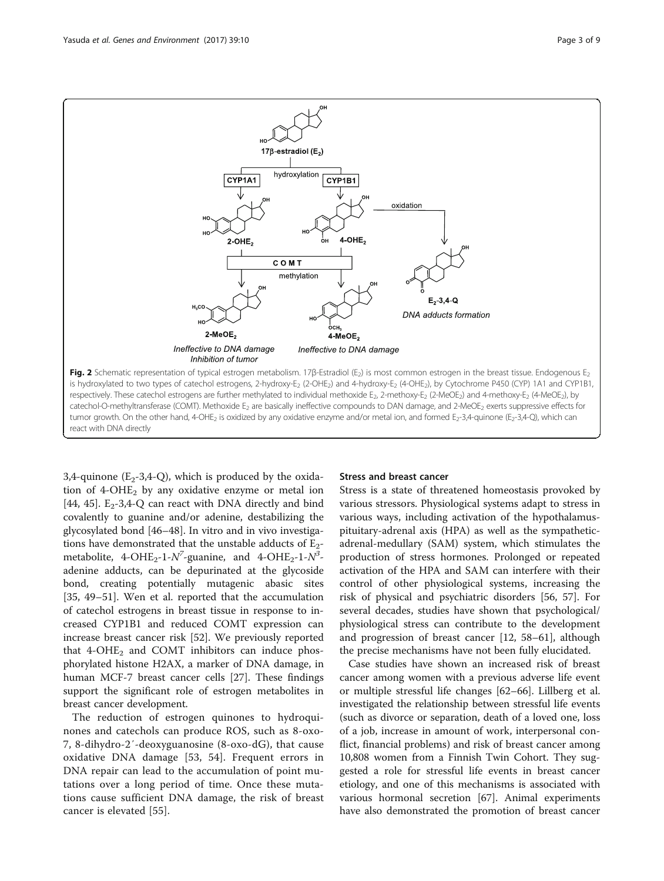Fig. 2 Schematic representation of typical estrogen metabolism. 17β-Estradiol ($E_2$) is most common estrogen in the breast tissue. Endogenous $E_2$ is hydroxylated to two types of catechol estrogens, 2-hydroxy-$E_2$ (2-$OHE_2$) and 4-hydroxy-$E_2$ (4-$OHE_2$), by Cytochrome P450 (CYP) 1A1 and CYP1B1, respectively. These catechol estrogens are further methylated to individual methoxide $E_2$, 2-methoxy-$E_2$ (2-$MeOE_2$) and 4-methoxy-$E_2$ (4-$MeOE_2$), by catechol-O-methyltransferase (COMT). Methoxide $E_2$ are basically ineffective compounds to DAN damage, and 2-$MeOE_2$ exerts suppressive effects for tumor growth. On the other hand, 4-$OHE_2$ is oxidized by any oxidative enzyme and/or metal ion, and formed $E_2$-3,4-quinone ($E_2$-3,4-Q), which can react with DNA directly

3,4-quinone ($E_2$-3,4-Q), which is produced by the oxidation of 4-$OHE_2$ by any oxidative enzyme or metal ion [44, 45]. $E_2$-3,4-Q can react with DNA directly and bind covalently to guanine and/or adenine, destabilizing the glycosylated bond [46–48]. In vitro and in vivo investigations have demonstrated that the unstable adducts of $E_2$-metabolite, 4-$OHE_2$-1-$N^7$-guanine, and 4-$OHE_2$-1-$N^3$-adenine adducts, can be depurinated at the glycoside bond, creating potentially mutagenic abasic sites [35, 49–51]. Wen et al. reported that the accumulation of catechol estrogens in breast tissue in response to increased CYP1B1 and reduced COMT expression can increase breast cancer risk [52]. We previously reported that 4-$OHE_2$ and COMT inhibitors can induce phosphorylated histone H2AX, a marker of DNA damage, in human MCF-7 breast cancer cells [27]. These findings support the significant role of estrogen metabolites in breast cancer development.

The reduction of estrogen quinones to hydroquinones and catechols can produce ROS, such as 8-oxo-7, 8-dihydro-2′-deoxyguanosine (8-oxo-dG), that cause oxidative DNA damage [53, 54]. Frequent errors in DNA repair can lead to the accumulation of point mutations over a long period of time. Once these mutations cause sufficient DNA damage, the risk of breast cancer is elevated [55].

### Stress and breast cancer

Stress is a state of threatened homeostasis provoked by various stressors. Physiological systems adapt to stress in various ways, including activation of the hypothalamus-pituitary-adrenal axis (HPA) as well as the sympathetic-adrenal-medullary (SAM) system, which stimulates the production of stress hormones. Prolonged or repeated activation of the HPA and SAM can interfere with their control of other physiological systems, increasing the risk of physical and psychiatric disorders [56, 57]. For several decades, studies have shown that psychological/physiological stress can contribute to the development and progression of breast cancer [12, 58–61], although the precise mechanisms have not been fully elucidated.

Case studies have shown an increased risk of breast cancer among women with a previous adverse life event or multiple stressful life changes [62–66]. Lillberg et al. investigated the relationship between stressful life events (such as divorce or separation, death of a loved one, loss of a job, increase in amount of work, interpersonal conflict, financial problems) and risk of breast cancer among 10,808 women from a Finnish Twin Cohort. They suggested a role for stressful life events in breast cancer etiology, and one of this mechanisms is associated with various hormonal secretion [67]. Animal experiments have also demonstrated the promotion of breast cancer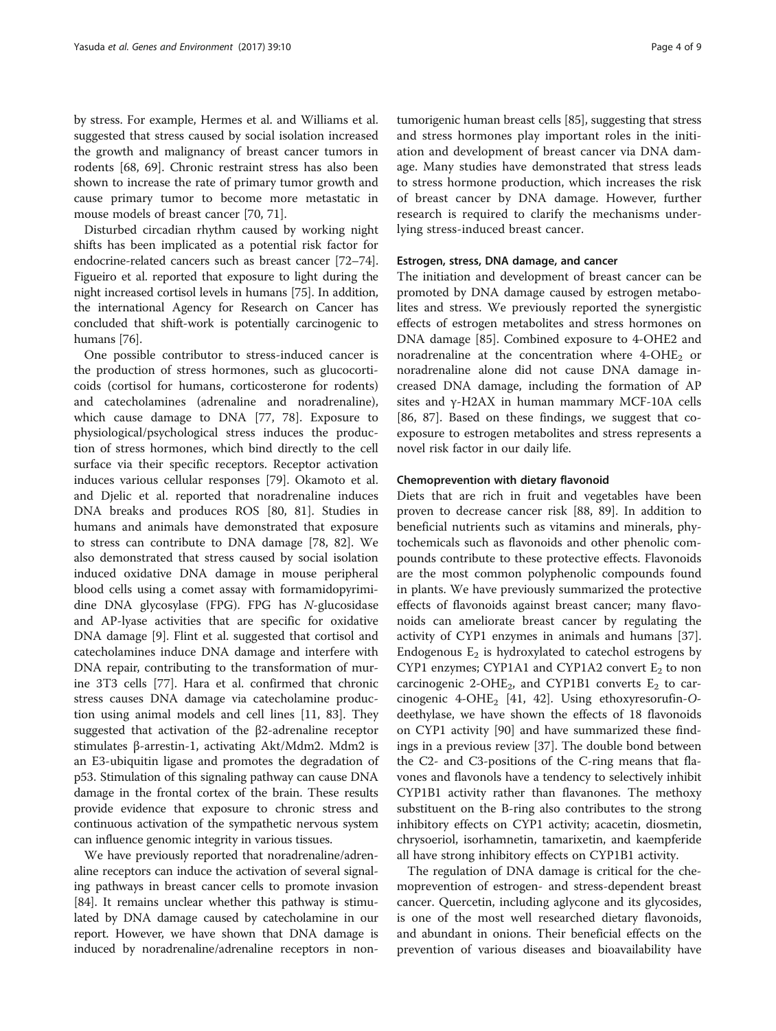by stress. For example, Hermes et al. and Williams et al. suggested that stress caused by social isolation increased the growth and malignancy of breast cancer tumors in rodents [68, 69]. Chronic restraint stress has also been shown to increase the rate of primary tumor growth and cause primary tumor to become more metastatic in mouse models of breast cancer [70, 71].

Disturbed circadian rhythm caused by working night shifts has been implicated as a potential risk factor for endocrine-related cancers such as breast cancer [72–74]. Figueiro et al. reported that exposure to light during the night increased cortisol levels in humans [75]. In addition, the international Agency for Research on Cancer has concluded that shift-work is potentially carcinogenic to humans [76].

One possible contributor to stress-induced cancer is the production of stress hormones, such as glucocorticoids (cortisol for humans, corticosterone for rodents) and catecholamines (adrenaline and noradrenaline), which cause damage to DNA [77, 78]. Exposure to physiological/psychological stress induces the production of stress hormones, which bind directly to the cell surface via their specific receptors. Receptor activation induces various cellular responses [79]. Okamoto et al. and Djelic et al. reported that noradrenaline induces DNA breaks and produces ROS [80, 81]. Studies in humans and animals have demonstrated that exposure to stress can contribute to DNA damage [78, 82]. We also demonstrated that stress caused by social isolation induced oxidative DNA damage in mouse peripheral blood cells using a comet assay with formamidopyrimidine DNA glycosylase (FPG). FPG has *N*-glucosidase and AP-lyase activities that are specific for oxidative DNA damage [9]. Flint et al. suggested that cortisol and catecholamines induce DNA damage and interfere with DNA repair, contributing to the transformation of murine 3T3 cells [77]. Hara et al. confirmed that chronic stress causes DNA damage via catecholamine production using animal models and cell lines [11, 83]. They suggested that activation of the β2-adrenaline receptor stimulates β-arrestin-1, activating Akt/Mdm2. Mdm2 is an E3-ubiquitin ligase and promotes the degradation of p53. Stimulation of this signaling pathway can cause DNA damage in the frontal cortex of the brain. These results provide evidence that exposure to chronic stress and continuous activation of the sympathetic nervous system can influence genomic integrity in various tissues.

We have previously reported that noradrenaline/adrenaline receptors can induce the activation of several signaling pathways in breast cancer cells to promote invasion [84]. It remains unclear whether this pathway is stimulated by DNA damage caused by catecholamine in our report. However, we have shown that DNA damage is induced by noradrenaline/adrenaline receptors in non-tumorigenic human breast cells [85], suggesting that stress and stress hormones play important roles in the initiation and development of breast cancer via DNA damage. Many studies have demonstrated that stress leads to stress hormone production, which increases the risk of breast cancer by DNA damage. However, further research is required to clarify the mechanisms underlying stress-induced breast cancer.

#### Estrogen, stress, DNA damage, and cancer

The initiation and development of breast cancer can be promoted by DNA damage caused by estrogen metabolites and stress. We previously reported the synergistic effects of estrogen metabolites and stress hormones on DNA damage [85]. Combined exposure to 4-OHE2 and noradrenaline at the concentration where 4-$OHE_2$ or noradrenaline alone did not cause DNA damage increased DNA damage, including the formation of AP sites and γ-H2AX in human mammary MCF-10A cells [86, 87]. Based on these findings, we suggest that co-exposure to estrogen metabolites and stress represents a novel risk factor in our daily life.

#### Chemoprevention with dietary flavonoid

Diets that are rich in fruit and vegetables have been proven to decrease cancer risk [88, 89]. In addition to beneficial nutrients such as vitamins and minerals, phytochemicals such as flavonoids and other phenolic compounds contribute to these protective effects. Flavonoids are the most common polyphenolic compounds found in plants. We have previously summarized the protective effects of flavonoids against breast cancer; many flavonoids can ameliorate breast cancer by regulating the activity of CYP1 enzymes in animals and humans [37]. Endogenous $E_2$ is hydroxylated to catechol estrogens by CYP1 enzymes; CYP1A1 and CYP1A2 convert $E_2$ to non carcinogenic 2-$OHE_2$, and CYP1B1 converts $E_2$ to carcinogenic 4-$OHE_2$ [41, 42]. Using ethoxyresorufin-*O*-deethylase, we have shown the effects of 18 flavonoids on CYP1 activity [90] and have summarized these findings in a previous review [37]. The double bond between the C2- and C3-positions of the C-ring means that flavones and flavonols have a tendency to selectively inhibit CYP1B1 activity rather than flavanones. The methoxy substituent on the B-ring also contributes to the strong inhibitory effects on CYP1 activity; acacetin, diosmetin, chrysoeriol, isorhamnetin, tamarixetin, and kaempferide all have strong inhibitory effects on CYP1B1 activity.

The regulation of DNA damage is critical for the chemoprevention of estrogen- and stress-dependent breast cancer. Quercetin, including aglycone and its glycosides, is one of the most well researched dietary flavonoids, and abundant in onions. Their beneficial effects on the prevention of various diseases and bioavailability have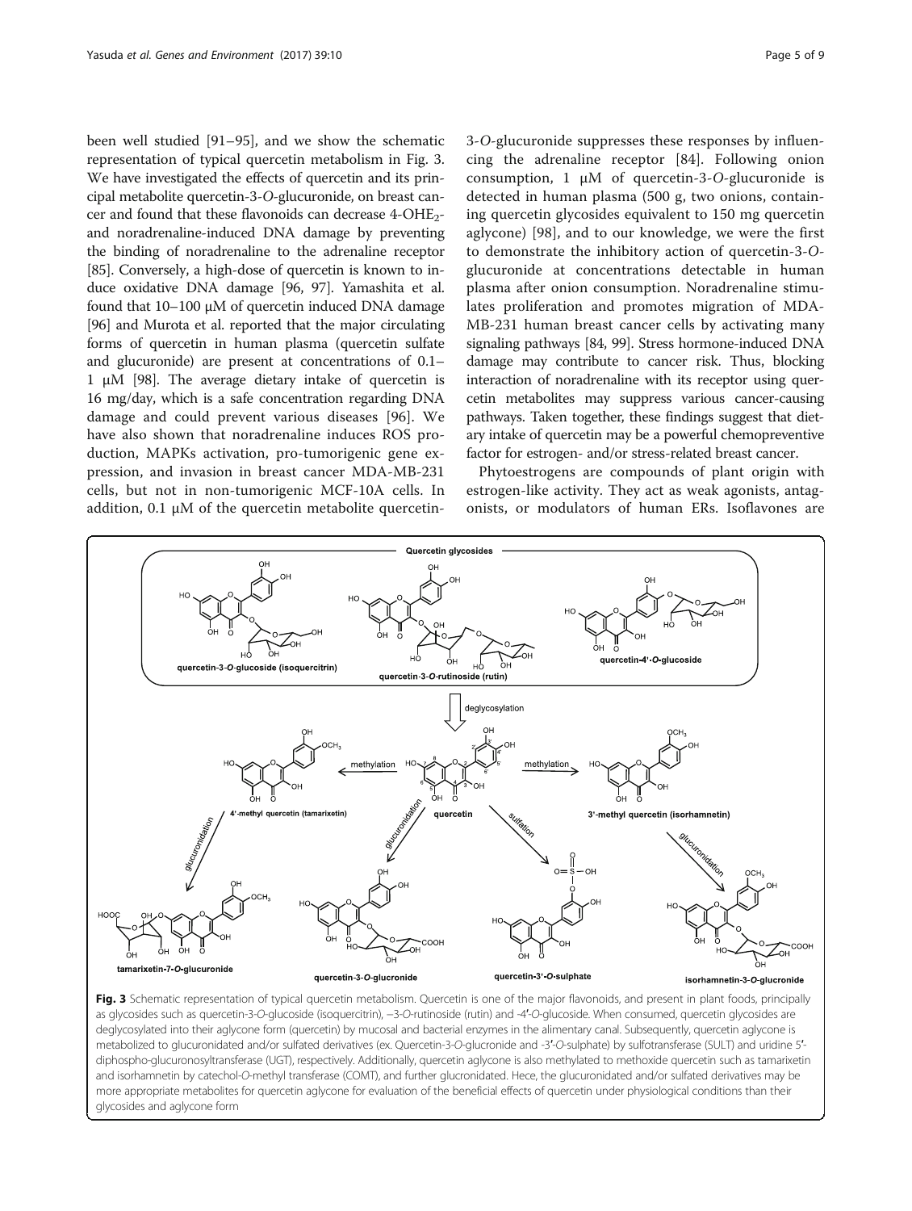been well studied [91–95], and we show the schematic representation of typical quercetin metabolism in Fig. 3. We have investigated the effects of quercetin and its principal metabolite quercetin-3-*O*-glucuronide, on breast cancer and found that these flavonoids can decrease 4-$OHE_2$- and noradrenaline-induced DNA damage by preventing the binding of noradrenaline to the adrenaline receptor [85]. Conversely, a high-dose of quercetin is known to induce oxidative DNA damage [96, 97]. Yamashita et al. found that 10–100 μM of quercetin induced DNA damage [96] and Murota et al. reported that the major circulating forms of quercetin in human plasma (quercetin sulfate and glucuronide) are present at concentrations of 0.1–1 μM [98]. The average dietary intake of quercetin is 16 mg/day, which is a safe concentration regarding DNA damage and could prevent various diseases [96]. We have also shown that noradrenaline induces ROS production, MAPKs activation, pro-tumorigenic gene expression, and invasion in breast cancer MDA-MB-231 cells, but not in non-tumorigenic MCF-10A cells. In addition, 0.1 μM of the quercetin metabolite quercetin-3-*O*-glucuronide suppresses these responses by influencing the adrenaline receptor [84]. Following onion consumption, 1 μM of quercetin-3-*O*-glucuronide is detected in human plasma (500 g, two onions, containing quercetin glycosides equivalent to 150 mg quercetin aglycone) [98], and to our knowledge, we were the first to demonstrate the inhibitory action of quercetin-3-*O*-glucuronide at concentrations detectable in human plasma after onion consumption. Noradrenaline stimulates proliferation and promotes migration of MDA-MB-231 human breast cancer cells by activating many signaling pathways [84, 99]. Stress hormone-induced DNA damage may contribute to cancer risk. Thus, blocking interaction of noradrenaline with its receptor using quercetin metabolites may suppress various cancer-causing pathways. Taken together, these findings suggest that dietary intake of quercetin may be a powerful chemopreventive factor for estrogen- and/or stress-related breast cancer.

Phytoestrogens are compounds of plant origin with estrogen-like activity. They act as weak agonists, antagonists, or modulators of human ERs. Isoflavones are

**Fig. 3** Schematic representation of typical quercetin metabolism. Quercetin is one of the major flavonoids, and present in plant foods, principally as glycosides such as quercetin-3-*O*-glucoside (isoquercitrin), −3-*O*-rutinoside (rutin) and -4′-*O*-glucoside. When consumed, quercetin glycosides are deglycosylated into their aglycone form (quercetin) by mucosal and bacterial enzymes in the alimentary canal. Subsequently, quercetin aglycone is metabolized to glucuronidated and/or sulfated derivatives (ex. Quercetin-3-*O*-glucronide and -3′-*O*-sulphate) by sulfotransferase (SULT) and uridine 5′-diphospho-glucuronosyltransferase (UGT), respectively. Additionally, quercetin aglycone is also methylated to methoxide quercetin such as tamarixetin and isorhamnetin by catechol-*O*-methyl transferase (COMT), and further glucronidated. Hece, the glucuronidated and/or sulfated derivatives may be more appropriate metabolites for quercetin aglycone for evaluation of the beneficial effects of quercetin under physiological conditions than their glycosides and aglycone form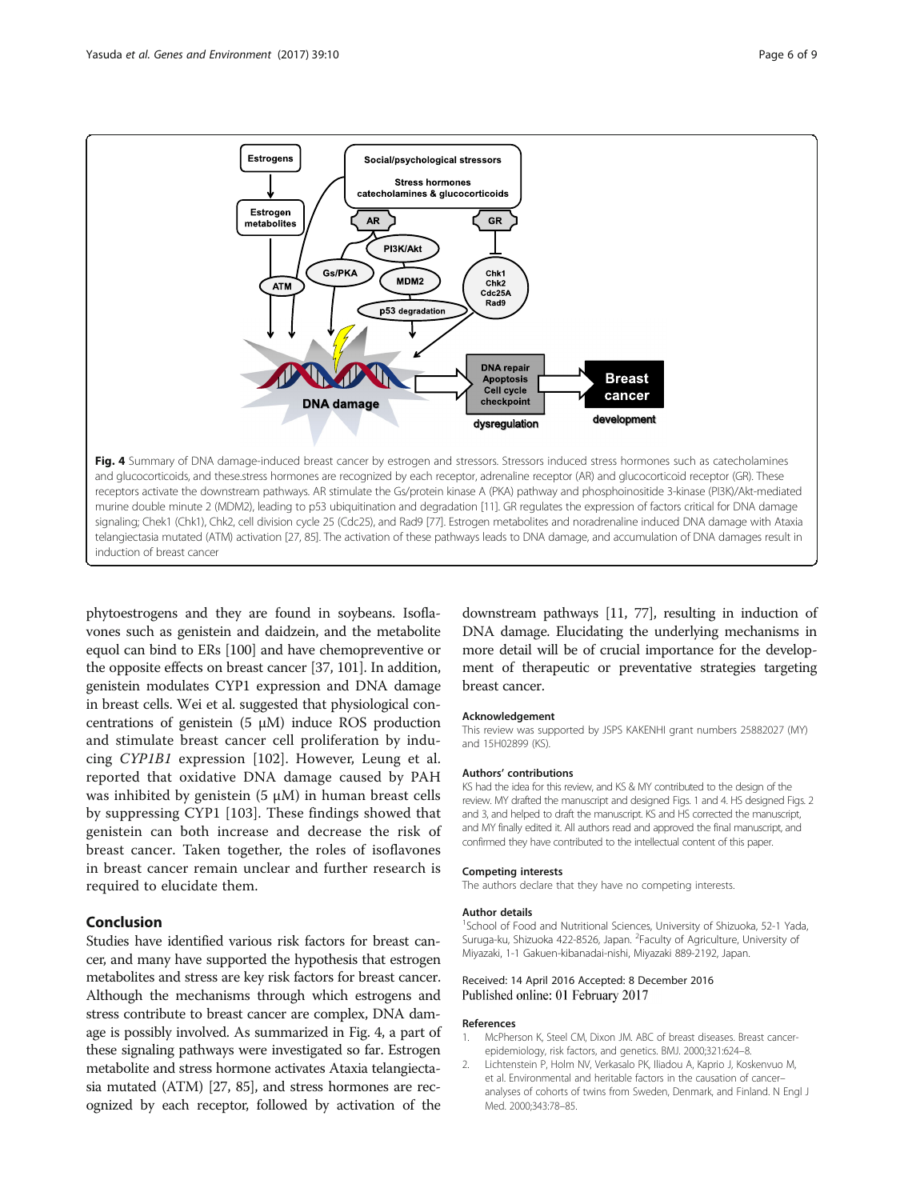Fig. 4 Summary of DNA damage-induced breast cancer by estrogen and stressors. Stressors induced stress hormones such as catecholamines and glucocorticoids, and these.stress hormones are recognized by each receptor, adrenaline receptor (AR) and glucocorticoid receptor (GR). These receptors activate the downstream pathways. AR stimulate the Gs/protein kinase A (PKA) pathway and phosphoinositide 3-kinase (PI3K)/Akt-mediated murine double minute 2 (MDM2), leading to p53 ubiquitination and degradation [11]. GR regulates the expression of factors critical for DNA damage signaling; Chek1 (Chk1), Chk2, cell division cycle 25 (Cdc25), and Rad9 [77]. Estrogen metabolites and noradrenaline induced DNA damage with Ataxia telangiectasia mutated (ATM) activation [27, 85]. The activation of these pathways leads to DNA damage, and accumulation of DNA damages result in induction of breast cancer

phytoestrogens and they are found in soybeans. Isoflavones such as genistein and daidzein, and the metabolite equol can bind to ERs [100] and have chemopreventive or the opposite effects on breast cancer [37, 101]. In addition, genistein modulates CYP1 expression and DNA damage in breast cells. Wei et al. suggested that physiological concentrations of genistein (5 μM) induce ROS production and stimulate breast cancer cell proliferation by inducing *CYP1B1* expression [102]. However, Leung et al. reported that oxidative DNA damage caused by PAH was inhibited by genistein (5 μM) in human breast cells by suppressing CYP1 [103]. These findings showed that genistein can both increase and decrease the risk of breast cancer. Taken together, the roles of isoflavones in breast cancer remain unclear and further research is required to elucidate them.

## Conclusion

Studies have identified various risk factors for breast cancer, and many have supported the hypothesis that estrogen metabolites and stress are key risk factors for breast cancer. Although the mechanisms through which estrogens and stress contribute to breast cancer are complex, DNA damage is possibly involved. As summarized in Fig. 4, a part of these signaling pathways were investigated so far. Estrogen metabolite and stress hormone activates Ataxia telangiectasia mutated (ATM) [27, 85], and stress hormones are recognized by each receptor, followed by activation of the downstream pathways [11, 77], resulting in induction of DNA damage. Elucidating the underlying mechanisms in more detail will be of crucial importance for the development of therapeutic or preventative strategies targeting breast cancer.

### Acknowledgement

This review was supported by JSPS KAKENHI grant numbers 25882027 (MY) and 15H02899 (KS).

### Authors' contributions

KS had the idea for this review, and KS & MY contributed to the design of the review. MY drafted the manuscript and designed Figs. 1 and 4. HS designed Figs. 2 and 3, and helped to draft the manuscript. KS and HS corrected the manuscript, and MY finally edited it. All authors read and approved the final manuscript, and confirmed they have contributed to the intellectual content of this paper.

### Competing interests

The authors declare that they have no competing interests.

### Author details

[1]School of Food and Nutritional Sciences, University of Shizuoka, 52-1 Yada, Suruga-ku, Shizuoka 422-8526, Japan. [2]Faculty of Agriculture, University of Miyazaki, 1-1 Gakuen-kibanadai-nishi, Miyazaki 889-2192, Japan.

Received: 14 April 2016 Accepted: 8 December 2016
Published online: 01 February 2017

### References

1. McPherson K, Steel CM, Dixon JM. ABC of breast diseases. Breast cancer-epidemiology, risk factors, and genetics. BMJ. 2000;321:624–8.
2. Lichtenstein P, Holm NV, Verkasalo PK, Iliadou A, Kaprio J, Koskenvuo M, et al. Environmental and heritable factors in the causation of cancer–analyses of cohorts of twins from Sweden, Denmark, and Finland. N Engl J Med. 2000;343:78–85.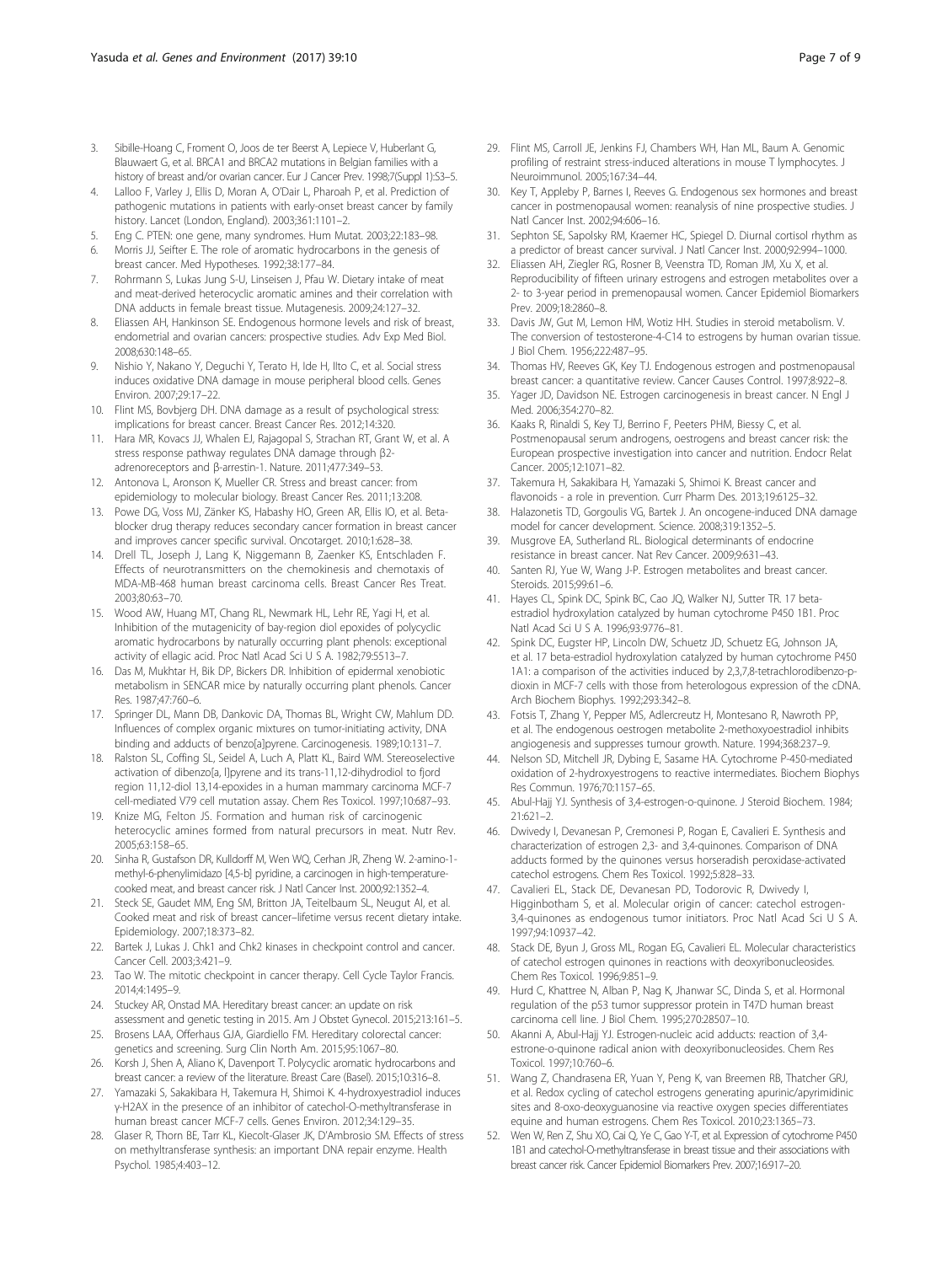3. Sibille-Hoang C, Froment O, Joos de ter Beerst A, Lepiece V, Huberlant G, Blauwaert G, et al. BRCA1 and BRCA2 mutations in Belgian families with a history of breast and/or ovarian cancer. Eur J Cancer Prev. 1998;7(Suppl 1):S3–5.
4. Lalloo F, Varley J, Ellis D, Moran A, O'Dair L, Pharoah P, et al. Prediction of pathogenic mutations in patients with early-onset breast cancer by family history. Lancet (London, England). 2003;361:1101–2.
5. Eng C. PTEN: one gene, many syndromes. Hum Mutat. 2003;22:183–98.
6. Morris JJ, Seifter E. The role of aromatic hydrocarbons in the genesis of breast cancer. Med Hypotheses. 1992;38:177–84.
7. Rohrmann S, Lukas Jung S-U, Linseisen J, Pfau W. Dietary intake of meat and meat-derived heterocyclic aromatic amines and their correlation with DNA adducts in female breast tissue. Mutagenesis. 2009;24:127–32.
8. Eliassen AH, Hankinson SE. Endogenous hormone levels and risk of breast, endometrial and ovarian cancers: prospective studies. Adv Exp Med Biol. 2008;630:148–65.
9. Nishio Y, Nakano Y, Deguchi Y, Terato H, Ide H, Ito C, et al. Social stress induces oxidative DNA damage in mouse peripheral blood cells. Genes Environ. 2007;29:17–22.
10. Flint MS, Bovbjerg DH. DNA damage as a result of psychological stress: implications for breast cancer. Breast Cancer Res. 2012;14:320.
11. Hara MR, Kovacs JJ, Whalen EJ, Rajagopal S, Strachan RT, Grant W, et al. A stress response pathway regulates DNA damage through β2-adrenoreceptors and β-arrestin-1. Nature. 2011;477:349–53.
12. Antonova L, Aronson K, Mueller CR. Stress and breast cancer: from epidemiology to molecular biology. Breast Cancer Res. 2011;13:208.
13. Powe DG, Voss MJ, Zänker KS, Habashy HO, Green AR, Ellis IO, et al. Beta-blocker drug therapy reduces secondary cancer formation in breast cancer and improves cancer specific survival. Oncotarget. 2010;1:628–38.
14. Drell TL, Joseph J, Lang K, Niggemann B, Zaenker KS, Entschladen F. Effects of neurotransmitters on the chemokinesis and chemotaxis of MDA-MB-468 human breast carcinoma cells. Breast Cancer Res Treat. 2003;80:63–70.
15. Wood AW, Huang MT, Chang RL, Newmark HL, Lehr RE, Yagi H, et al. Inhibition of the mutagenicity of bay-region diol epoxides of polycyclic aromatic hydrocarbons by naturally occurring plant phenols: exceptional activity of ellagic acid. Proc Natl Acad Sci U S A. 1982;79:5513–7.
16. Das M, Mukhtar H, Bik DP, Bickers DR. Inhibition of epidermal xenobiotic metabolism in SENCAR mice by naturally occurring plant phenols. Cancer Res. 1987;47:760–6.
17. Springer DL, Mann DB, Dankovic DA, Thomas BL, Wright CW, Mahlum DD. Influences of complex organic mixtures on tumor-initiating activity, DNA binding and adducts of benzo[a]pyrene. Carcinogenesis. 1989;10:131–7.
18. Ralston SL, Coffing SL, Seidel A, Luch A, Platt KL, Baird WM. Stereoselective activation of dibenzo[a, l]pyrene and its trans-11,12-dihydrodiol to fjord region 11,12-diol 13,14-epoxides in a human mammary carcinoma MCF-7 cell-mediated V79 cell mutation assay. Chem Res Toxicol. 1997;10:687–93.
19. Knize MG, Felton JS. Formation and human risk of carcinogenic heterocyclic amines formed from natural precursors in meat. Nutr Rev. 2005;63:158–65.
20. Sinha R, Gustafson DR, Kulldorff M, Wen WQ, Cerhan JR, Zheng W. 2-amino-1-methyl-6-phenylimidazo [4,5-b] pyridine, a carcinogen in high-temperature-cooked meat, and breast cancer risk. J Natl Cancer Inst. 2000;92:1352–4.
21. Steck SE, Gaudet MM, Eng SM, Britton JA, Teitelbaum SL, Neugut AI, et al. Cooked meat and risk of breast cancer–lifetime versus recent dietary intake. Epidemiology. 2007;18:373–82.
22. Bartek J, Lukas J. Chk1 and Chk2 kinases in checkpoint control and cancer. Cancer Cell. 2003;3:421–9.
23. Tao W. The mitotic checkpoint in cancer therapy. Cell Cycle Taylor Francis. 2014;4:1495–9.
24. Stuckey AR, Onstad MA. Hereditary breast cancer: an update on risk assessment and genetic testing in 2015. Am J Obstet Gynecol. 2015;213:161–5.
25. Brosens LAA, Offerhaus GJA, Giardiello FM. Hereditary colorectal cancer: genetics and screening. Surg Clin North Am. 2015;95:1067–80.
26. Korsh J, Shen A, Aliano K, Davenport T. Polycyclic aromatic hydrocarbons and breast cancer: a review of the literature. Breast Care (Basel). 2015;10:316–8.
27. Yamazaki S, Sakakibara H, Takemura H, Shimoi K. 4-hydroxyestradiol induces γ-H2AX in the presence of an inhibitor of catechol-O-methyltransferase in human breast cancer MCF-7 cells. Genes Environ. 2012;34:129–35.
28. Glaser R, Thorn BE, Tarr KL, Kiecolt-Glaser JK, D'Ambrosio SM. Effects of stress on methyltransferase synthesis: an important DNA repair enzyme. Health Psychol. 1985;4:403–12.
29. Flint MS, Carroll JE, Jenkins FJ, Chambers WH, Han ML, Baum A. Genomic profiling of restraint stress-induced alterations in mouse T lymphocytes. J Neuroimmunol. 2005;167:34–44.
30. Key T, Appleby P, Barnes I, Reeves G. Endogenous sex hormones and breast cancer in postmenopausal women: reanalysis of nine prospective studies. J Natl Cancer Inst. 2002;94:606–16.
31. Sephton SE, Sapolsky RM, Kraemer HC, Spiegel D. Diurnal cortisol rhythm as a predictor of breast cancer survival. J Natl Cancer Inst. 2000;92:994–1000.
32. Eliassen AH, Ziegler RG, Rosner B, Veenstra TD, Roman JM, Xu X, et al. Reproducibility of fifteen urinary estrogens and estrogen metabolites over a 2- to 3-year period in premenopausal women. Cancer Epidemiol Biomarkers Prev. 2009;18:2860–8.
33. Davis JW, Gut M, Lemon HM, Wotiz HH. Studies in steroid metabolism. V. The conversion of testosterone-4-C14 to estrogens by human ovarian tissue. J Biol Chem. 1956;222:487–95.
34. Thomas HV, Reeves GK, Key TJ. Endogenous estrogen and postmenopausal breast cancer: a quantitative review. Cancer Causes Control. 1997;8:922–8.
35. Yager JD, Davidson NE. Estrogen carcinogenesis in breast cancer. N Engl J Med. 2006;354:270–82.
36. Kaaks R, Rinaldi S, Key TJ, Berrino F, Peeters PHM, Biessy C, et al. Postmenopausal serum androgens, oestrogens and breast cancer risk: the European prospective investigation into cancer and nutrition. Endocr Relat Cancer. 2005;12:1071–82.
37. Takemura H, Sakakibara H, Yamazaki S, Shimoi K. Breast cancer and flavonoids - a role in prevention. Curr Pharm Des. 2013;19:6125–32.
38. Halazonetis TD, Gorgoulis VG, Bartek J. An oncogene-induced DNA damage model for cancer development. Science. 2008;319:1352–5.
39. Musgrove EA, Sutherland RL. Biological determinants of endocrine resistance in breast cancer. Nat Rev Cancer. 2009;9:631–43.
40. Santen RJ, Yue W, Wang J-P. Estrogen metabolites and breast cancer. Steroids. 2015;99:61–6.
41. Hayes CL, Spink DC, Spink BC, Cao JQ, Walker NJ, Sutter TR. 17 beta-estradiol hydroxylation catalyzed by human cytochrome P450 1B1. Proc Natl Acad Sci U S A. 1996;93:9776–81.
42. Spink DC, Eugster HP, Lincoln DW, Schuetz JD, Schuetz EG, Johnson JA, et al. 17 beta-estradiol hydroxylation catalyzed by human cytochrome P450 1A1: a comparison of the activities induced by 2,3,7,8-tetrachlorodibenzo-p-dioxin in MCF-7 cells with those from heterologous expression of the cDNA. Arch Biochem Biophys. 1992;293:342–8.
43. Fotsis T, Zhang Y, Pepper MS, Adlercreutz H, Montesano R, Nawroth PP, et al. The endogenous oestrogen metabolite 2-methoxyoestradiol inhibits angiogenesis and suppresses tumour growth. Nature. 1994;368:237–9.
44. Nelson SD, Mitchell JR, Dybing E, Sasame HA. Cytochrome P-450-mediated oxidation of 2-hydroxyestrogens to reactive intermediates. Biochem Biophys Res Commun. 1976;70:1157–65.
45. Abul-Hajj YJ. Synthesis of 3,4-estrogen-o-quinone. J Steroid Biochem. 1984;21:621–2.
46. Dwivedy I, Devanesan P, Cremonesi P, Rogan E, Cavalieri E. Synthesis and characterization of estrogen 2,3- and 3,4-quinones. Comparison of DNA adducts formed by the quinones versus horseradish peroxidase-activated catechol estrogens. Chem Res Toxicol. 1992;5:828–33.
47. Cavalieri EL, Stack DE, Devanesan PD, Todorovic R, Dwivedy I, Higginbotham S, et al. Molecular origin of cancer: catechol estrogen-3,4-quinones as endogenous tumor initiators. Proc Natl Acad Sci U S A. 1997;94:10937–42.
48. Stack DE, Byun J, Gross ML, Rogan EG, Cavalieri EL. Molecular characteristics of catechol estrogen quinones in reactions with deoxyribonucleosides. Chem Res Toxicol. 1996;9:851–9.
49. Hurd C, Khattree N, Alban P, Nag K, Jhanwar SC, Dinda S, et al. Hormonal regulation of the p53 tumor suppressor protein in T47D human breast carcinoma cell line. J Biol Chem. 1995;270:28507–10.
50. Akanni A, Abul-Hajj YJ. Estrogen-nucleic acid adducts: reaction of 3,4-estrone-o-quinone radical anion with deoxyribonucleosides. Chem Res Toxicol. 1997;10:760–6.
51. Wang Z, Chandrasena ER, Yuan Y, Peng K, van Breemen RB, Thatcher GRJ, et al. Redox cycling of catechol estrogens generating apurinic/apyrimidinic sites and 8-oxo-deoxyguanosine via reactive oxygen species differentiates equine and human estrogens. Chem Res Toxicol. 2010;23:1365–73.
52. Wen W, Ren Z, Shu XO, Cai Q, Ye C, Gao Y-T, et al. Expression of cytochrome P450 1B1 and catechol-O-methyltransferase in breast tissue and their associations with breast cancer risk. Cancer Epidemiol Biomarkers Prev. 2007;16:917–20.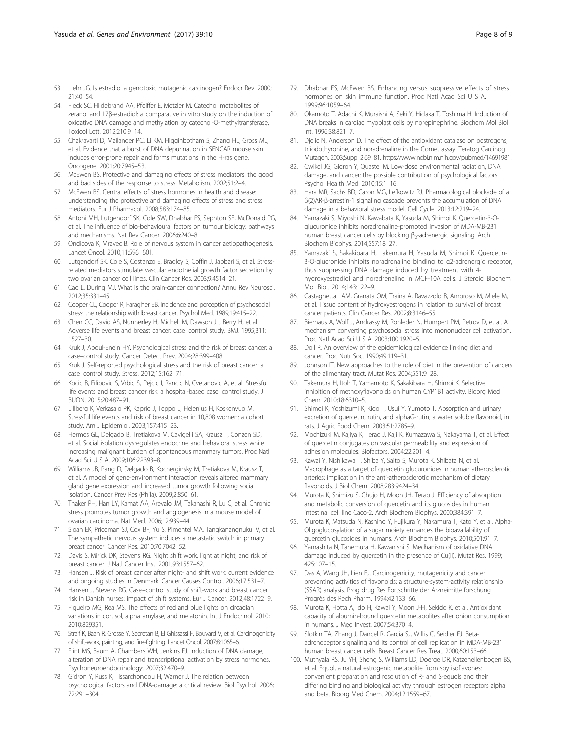53. Liehr JG. Is estradiol a genotoxic mutagenic carcinogen? Endocr Rev. 2000; 21:40–54.
54. Fleck SC, Hildebrand AA, Pfeiffer E, Metzler M. Catechol metabolites of zeranol and 17β-estradiol: a comparative in vitro study on the induction of oxidative DNA damage and methylation by catechol-O-methyltransferase. Toxicol Lett. 2012;210:9–14.
55. Chakravarti D, Mailander PC, Li KM, Higginbotham S, Zhang HL, Gross ML, et al. Evidence that a burst of DNA depurination in SENCAR mouse skin induces error-prone repair and forms mutations in the H-ras gene. Oncogene. 2001;20:7945–53.
56. McEwen BS. Protective and damaging effects of stress mediators: the good and bad sides of the response to stress. Metabolism. 2002;51:2–4.
57. McEwen BS. Central effects of stress hormones in health and disease: understanding the protective and damaging effects of stress and stress mediators. Eur J Pharmacol. 2008;583:174–85.
58. Antoni MH, Lutgendorf SK, Cole SW, Dhabhar FS, Sephton SE, McDonald PG, et al. The influence of bio-behavioural factors on tumour biology: pathways and mechanisms. Nat Rev Cancer. 2006;6:240–8.
59. Ondicova K, Mravec B. Role of nervous system in cancer aetiopathogenesis. Lancet Oncol. 2010;11:596–601.
60. Lutgendorf SK, Cole S, Costanzo E, Bradley S, Coffin J, Jabbari S, et al. Stress-related mediators stimulate vascular endothelial growth factor secretion by two ovarian cancer cell lines. Clin Cancer Res. 2003;9:4514–21.
61. Cao L, During MJ. What is the brain-cancer connection? Annu Rev Neurosci. 2012;35:331–45.
62. Cooper CL, Cooper R, Faragher EB. Incidence and perception of psychosocial stress: the relationship with breast cancer. Psychol Med. 1989;19:415–22.
63. Chen CC, David AS, Nunnerley H, Michell M, Dawson JL, Berry H, et al. Adverse life events and breast cancer: case–control study. BMJ. 1995;311: 1527–30.
64. Kruk J, Aboul-Enein HY. Psychological stress and the risk of breast cancer: a case–control study. Cancer Detect Prev. 2004;28:399–408.
65. Kruk J. Self-reported psychological stress and the risk of breast cancer: a case–control study. Stress. 2012;15:162–71.
66. Kocic B, Filipovic S, Vrbic S, Pejcic I, Rancic N, Cvetanovic A, et al. Stressful life events and breast cancer risk: a hospital-based case–control study. J BUON. 2015;20:487–91.
67. Lillberg K, Verkasalo PK, Kaprio J, Teppo L, Helenius H, Koskenvuo M. Stressful life events and risk of breast cancer in 10,808 women: a cohort study. Am J Epidemiol. 2003;157:415–23.
68. Hermes GL, Delgado B, Tretiakova M, Cavigelli SA, Krausz T, Conzen SD, et al. Social isolation dysregulates endocrine and behavioral stress while increasing malignant burden of spontaneous mammary tumors. Proc Natl Acad Sci U S A. 2009;106:22393–8.
69. Williams JB, Pang D, Delgado B, Kocherginsky M, Tretiakova M, Krausz T, et al. A model of gene-environment interaction reveals altered mammary gland gene expression and increased tumor growth following social isolation. Cancer Prev Res (Phila). 2009;2:850–61.
70. Thaker PH, Han LY, Kamat AA, Arevalo JM, Takahashi R, Lu C, et al. Chronic stress promotes tumor growth and angiogenesis in a mouse model of ovarian carcinoma. Nat Med. 2006;12:939–44.
71. Sloan EK, Priceman SJ, Cox BF, Yu S, Pimentel MA, Tangkanangnukul V, et al. The sympathetic nervous system induces a metastatic switch in primary breast cancer. Cancer Res. 2010;70:7042–52.
72. Davis S, Mirick DK, Stevens RG. Night shift work, light at night, and risk of breast cancer. J Natl Cancer Inst. 2001;93:1557–62.
73. Hansen J. Risk of breast cancer after night- and shift work: current evidence and ongoing studies in Denmark. Cancer Causes Control. 2006;17:531–7.
74. Hansen J, Stevens RG. Case–control study of shift-work and breast cancer risk in Danish nurses: impact of shift systems. Eur J Cancer. 2012;48:1722–9.
75. Figueiro MG, Rea MS. The effects of red and blue lights on circadian variations in cortisol, alpha amylase, and melatonin. Int J Endocrinol. 2010; 2010:829351.
76. Straif K, Baan R, Grosse Y, Secretan B, El Ghissassi F, Bouvard V, et al. Carcinogenicity of shift-work, painting, and fire-fighting. Lancet Oncol. 2007;8:1065–6.
77. Flint MS, Baum A, Chambers WH, Jenkins FJ. Induction of DNA damage, alteration of DNA repair and transcriptional activation by stress hormones. Psychoneuroendocrinology. 2007;32:470–9.
78. Gidron Y, Russ K, Tissarchondou H, Warner J. The relation between psychological factors and DNA-damage: a critical review. Biol Psychol. 2006; 72:291–304.
79. Dhabhar FS, McEwen BS. Enhancing versus suppressive effects of stress hormones on skin immune function. Proc Natl Acad Sci U S A. 1999;96:1059–64.
80. Okamoto T, Adachi K, Muraishi A, Seki Y, Hidaka T, Toshima H. Induction of DNA breaks in cardiac myoblast cells by norepinephrine. Biochem Mol Biol Int. 1996;38:821–7.
81. Djelic N, Anderson D. The effect of the antioxidant catalase on oestrogens, triiodothyronine, and noradrenaline in the Comet assay. Teratog Carcinog Mutagen. 2003;Suppl 2:69–81. https://www.ncbi.nlm.nih.gov/pubmed/14691981.
82. Cwikel JG, Gidron Y, Quastel M. Low-dose environmental radiation, DNA damage, and cancer: the possible contribution of psychological factors. Psychol Health Med. 2010;15:1–16.
83. Hara MR, Sachs BD, Caron MG, Lefkowitz RJ. Pharmacological blockade of a β(2)AR-β-arrestin-1 signaling cascade prevents the accumulation of DNA damage in a behavioral stress model. Cell Cycle. 2013;12:219–24.
84. Yamazaki S, Miyoshi N, Kawabata K, Yasuda M, Shimoi K. Quercetin-3-O-glucuronide inhibits noradrenaline-promoted invasion of MDA-MB-231 human breast cancer cells by blocking $\beta_2$-adrenergic signaling. Arch Biochem Biophys. 2014;557:18–27.
85. Yamazaki S, Sakakibara H, Takemura H, Yasuda M, Shimoi K. Quercetin-3-O-glucronide inhibits noradrenaline binding to α2-adrenergic receptor, thus suppressing DNA damage induced by treatment with 4-hydroxyestradiol and noradrenaline in MCF-10A cells. J Steroid Biochem Mol Biol. 2014;143:122–9.
86. Castagnetta LAM, Granata OM, Traina A, Ravazzolo B, Amoroso M, Miele M, et al. Tissue content of hydroxyestrogens in relation to survival of breast cancer patients. Clin Cancer Res. 2002;8:3146–55.
87. Bierhaus A, Wolf J, Andrassy M, Rohleder N, Humpert PM, Petrov D, et al. A mechanism converting psychosocial stress into mononuclear cell activation. Proc Natl Acad Sci U S A. 2003;100:1920–5.
88. Doll R. An overview of the epidemiological evidence linking diet and cancer. Proc Nutr Soc. 1990;49:119–31.
89. Johnson IT. New approaches to the role of diet in the prevention of cancers of the alimentary tract. Mutat Res. 2004;551:9–28.
90. Takemura H, Itoh T, Yamamoto K, Sakakibara H, Shimoi K. Selective inhibition of methoxyflavonoids on human CYP1B1 activity. Bioorg Med Chem. 2010;18:6310–5.
91. Shimoi K, Yoshizumi K, Kido T, Usui Y, Yumoto T. Absorption and urinary excretion of quercetin, rutin, and alphaG-rutin, a water soluble flavonoid, in rats. J Agric Food Chem. 2003;51:2785–9.
92. Mochizuki M, Kajiya K, Terao J, Kaji K, Kumazawa S, Nakayama T, et al. Effect of quercetin conjugates on vascular permeability and expression of adhesion molecules. Biofactors. 2004;22:201–4.
93. Kawai Y, Nishikawa T, Shiba Y, Saito S, Murota K, Shibata N, et al. Macrophage as a target of quercetin glucuronides in human atherosclerotic arteries: implication in the anti-atherosclerotic mechanism of dietary flavonoids. J Biol Chem. 2008;283:9424–34.
94. Murota K, Shimizu S, Chujo H, Moon JH, Terao J. Efficiency of absorption and metabolic conversion of quercetin and its glucosides in human intestinal cell line Caco-2. Arch Biochem Biophys. 2000;384:391–7.
95. Murota K, Matsuda N, Kashino Y, Fujikura Y, Nakamura T, Kato Y, et al. Alpha-Oligoglucosylation of a sugar moiety enhances the bioavailability of quercetin glucosides in humans. Arch Biochem Biophys. 2010;501:91–7.
96. Yamashita N, Tanemura H, Kawanishi S. Mechanism of oxidative DNA damage induced by quercetin in the presence of Cu(II). Mutat Res. 1999; 425:107–15.
97. Das A, Wang JH, Lien EJ. Carcinogenicity, mutagenicity and cancer preventing activities of flavonoids: a structure-system-activity relationship (SSAR) analysis. Prog drug Res Fortschritte der Arzneimittelforschung Progrès des Rech Pharm. 1994;42:133–66.
98. Murota K, Hotta A, Ido H, Kawai Y, Moon J-H, Sekido K, et al. Antioxidant capacity of albumin-bound quercetin metabolites after onion consumption in humans. J Med Invest. 2007;54:370–4.
99. Slotkin TA, Zhang J, Dancel R, Garcia SJ, Willis C, Seidler FJ. Beta-adrenoceptor signaling and its control of cell replication in MDA-MB-231 human breast cancer cells. Breast Cancer Res Treat. 2000;60:153–66.
100. Muthyala RS, Ju YH, Sheng S, Williams LD, Doerge DR, Katzenellenbogen BS, et al. Equol, a natural estrogenic metabolite from soy isoflavones: convenient preparation and resolution of R- and S-equols and their differing binding and biological activity through estrogen receptors alpha and beta. Bioorg Med Chem. 2004;12:1559–67.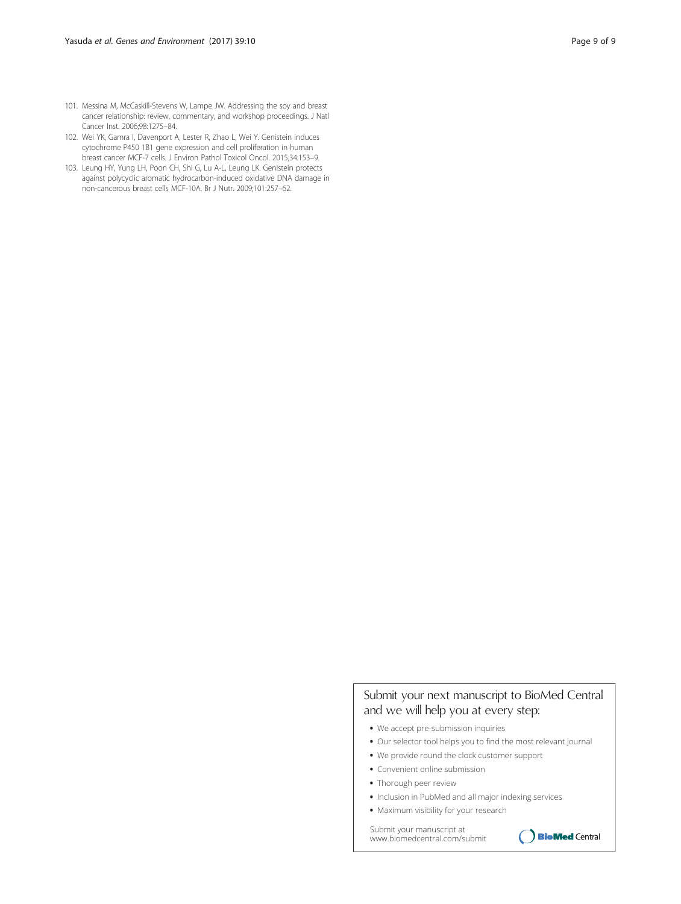101. Messina M, McCaskill-Stevens W, Lampe JW. Addressing the soy and breast cancer relationship: review, commentary, and workshop proceedings. J Natl Cancer Inst. 2006;98:1275–84.
102. Wei YK, Gamra I, Davenport A, Lester R, Zhao L, Wei Y. Genistein induces cytochrome P450 1B1 gene expression and cell proliferation in human breast cancer MCF-7 cells. J Environ Pathol Toxicol Oncol. 2015;34:153–9.
103. Leung HY, Yung LH, Poon CH, Shi G, Lu A-L, Leung LK. Genistein protects against polycyclic aromatic hydrocarbon-induced oxidative DNA damage in non-cancerous breast cells MCF-10A. Br J Nutr. 2009;101:257–62.

Submit your next manuscript to BioMed Central and we will help you at every step:

- We accept pre-submission inquiries
- Our selector tool helps you to find the most relevant journal
- We provide round the clock customer support
- Convenient online submission
- Thorough peer review
- Inclusion in PubMed and all major indexing services
- Maximum visibility for your research

Submit your manuscript at
www.biomedcentral.com/submit

BioMed Central